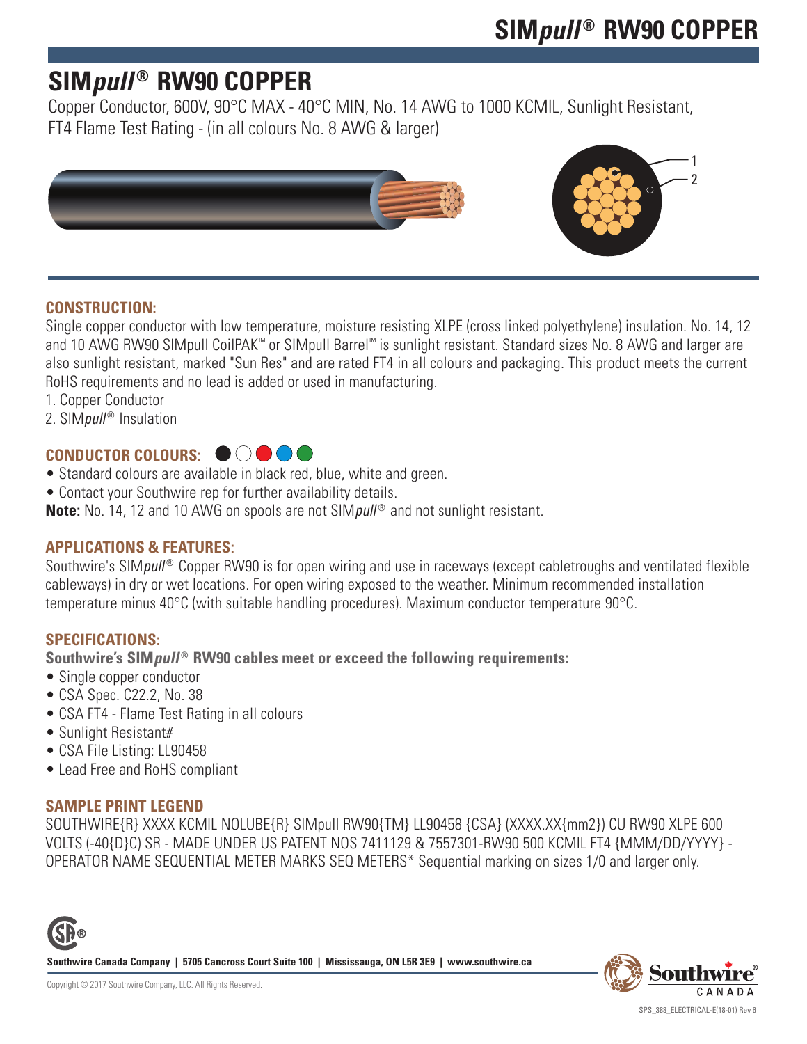# SIM*pull*® RW90 COPPER

Copper Conductor, 600V, 90°C MAX - 40°C MIN, No. 14 AWG to 1000 KCMIL, Sunlight Resistant, FT4 Flame Test Rating - (in all colours No. 8 AWG & larger)

1
2

## CONSTRUCTION:

Single copper conductor with low temperature, moisture resisting XLPE (cross linked polyethylene) insulation. No. 14, 12 and 10 AWG RW90 SIMpull CoilPAK™ or SIMpull Barrel™ is sunlight resistant. Standard sizes No. 8 AWG and larger are also sunlight resistant, marked "Sun Res" and are rated FT4 in all colours and packaging. This product meets the current RoHS requirements and no lead is added or used in manufacturing.

1. Copper Conductor
2. SIM*pull*® Insulation

## CONDUCTOR COLOURS:

- Standard colours are available in black red, blue, white and green.
- Contact your Southwire rep for further availability details.

**Note:** No. 14, 12 and 10 AWG on spools are not SIM*pull*® and not sunlight resistant.

## APPLICATIONS & FEATURES:

Southwire's SIM*pull*® Copper RW90 is for open wiring and use in raceways (except cabletroughs and ventilated flexible cableways) in dry or wet locations. For open wiring exposed to the weather. Minimum recommended installation temperature minus 40°C (with suitable handling procedures). Maximum conductor temperature 90°C.

## SPECIFICATIONS:

**Southwire's SIM*pull*® RW90 cables meet or exceed the following requirements:**

- Single copper conductor
- CSA Spec. C22.2, No. 38
- CSA FT4 - Flame Test Rating in all colours
- Sunlight Resistant#
- CSA File Listing: LL90458
- Lead Free and RoHS compliant

## SAMPLE PRINT LEGEND

SOUTHWIRE{R} XXXX KCMIL NOLUBE{R} SIMpull RW90{TM} LL90458 {CSA} (XXXX.XX{mm2}) CU RW90 XLPE 600 VOLTS (-40{D}C) SR - MADE UNDER US PATENT NOS 7411129 & 7557301-RW90 500 KCMIL FT4 {MMM/DD/YYYY} - OPERATOR NAME SEQUENTIAL METER MARKS SEQ METERS* Sequential marking on sizes 1/0 and larger only.

Southwire Canada Company | 5705 Cancross Court Suite 100 | Mississauga, ON L5R 3E9 | www.southwire.ca

Copyright © 2017 Southwire Company, LLC. All Rights Reserved.

SPS_388_ELECTRICAL-E(18-01) Rev 6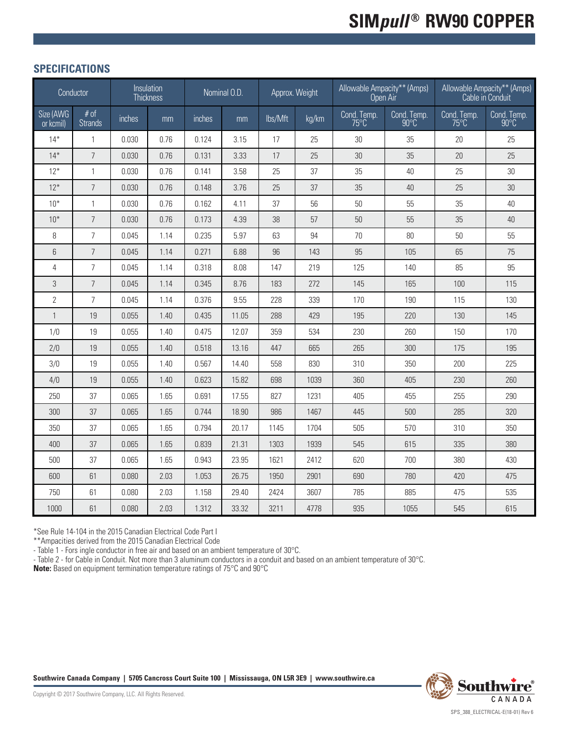# SIM*pull*® RW90 COPPER

## SPECIFICATIONS

| Conductor | | Insulation Thickness | | Nominal O.D. | | Approx. Weight | | Allowable Ampacity** (Amps) Open Air | | Allowable Ampacity** (Amps) Cable in Conduit | |
|---|---|---|---|---|---|---|---|---|---|---|---|
| Size (AWG or kcmil) | # of Strands | inches | mm | inches | mm | lbs/Mft | kg/km | Cond. Temp. 75°C | Cond. Temp. 90°C | Cond. Temp. 75°C | Cond. Temp. 90°C |
| 14* | 1 | 0.030 | 0.76 | 0.124 | 3.15 | 17 | 25 | 30 | 35 | 20 | 25 |
| 14* | 7 | 0.030 | 0.76 | 0.131 | 3.33 | 17 | 25 | 30 | 35 | 20 | 25 |
| 12* | 1 | 0.030 | 0.76 | 0.141 | 3.58 | 25 | 37 | 35 | 40 | 25 | 30 |
| 12* | 7 | 0.030 | 0.76 | 0.148 | 3.76 | 25 | 37 | 35 | 40 | 25 | 30 |
| 10* | 1 | 0.030 | 0.76 | 0.162 | 4.11 | 37 | 56 | 50 | 55 | 35 | 40 |
| 10* | 7 | 0.030 | 0.76 | 0.173 | 4.39 | 38 | 57 | 50 | 55 | 35 | 40 |
| 8 | 7 | 0.045 | 1.14 | 0.235 | 5.97 | 63 | 94 | 70 | 80 | 50 | 55 |
| 6 | 7 | 0.045 | 1.14 | 0.271 | 6.88 | 96 | 143 | 95 | 105 | 65 | 75 |
| 4 | 7 | 0.045 | 1.14 | 0.318 | 8.08 | 147 | 219 | 125 | 140 | 85 | 95 |
| 3 | 7 | 0.045 | 1.14 | 0.345 | 8.76 | 183 | 272 | 145 | 165 | 100 | 115 |
| 2 | 7 | 0.045 | 1.14 | 0.376 | 9.55 | 228 | 339 | 170 | 190 | 115 | 130 |
| 1 | 19 | 0.055 | 1.40 | 0.435 | 11.05 | 288 | 429 | 195 | 220 | 130 | 145 |
| 1/0 | 19 | 0.055 | 1.40 | 0.475 | 12.07 | 359 | 534 | 230 | 260 | 150 | 170 |
| 2/0 | 19 | 0.055 | 1.40 | 0.518 | 13.16 | 447 | 665 | 265 | 300 | 175 | 195 |
| 3/0 | 19 | 0.055 | 1.40 | 0.567 | 14.40 | 558 | 830 | 310 | 350 | 200 | 225 |
| 4/0 | 19 | 0.055 | 1.40 | 0.623 | 15.82 | 698 | 1039 | 360 | 405 | 230 | 260 |
| 250 | 37 | 0.065 | 1.65 | 0.691 | 17.55 | 827 | 1231 | 405 | 455 | 255 | 290 |
| 300 | 37 | 0.065 | 1.65 | 0.744 | 18.90 | 986 | 1467 | 445 | 500 | 285 | 320 |
| 350 | 37 | 0.065 | 1.65 | 0.794 | 20.17 | 1145 | 1704 | 505 | 570 | 310 | 350 |
| 400 | 37 | 0.065 | 1.65 | 0.839 | 21.31 | 1303 | 1939 | 545 | 615 | 335 | 380 |
| 500 | 37 | 0.065 | 1.65 | 0.943 | 23.95 | 1621 | 2412 | 620 | 700 | 380 | 430 |
| 600 | 61 | 0.080 | 2.03 | 1.053 | 26.75 | 1950 | 2901 | 690 | 780 | 420 | 475 |
| 750 | 61 | 0.080 | 2.03 | 1.158 | 29.40 | 2424 | 3607 | 785 | 885 | 475 | 535 |
| 1000 | 61 | 0.080 | 2.03 | 1.312 | 33.32 | 3211 | 4778 | 935 | 1055 | 545 | 615 |

*See Rule 14-104 in the 2015 Canadian Electrical Code Part I

**Ampacities derived from the 2015 Canadian Electrical Code

- Table 1 - Fors ingle conductor in free air and based on an ambient temperature of 30°C.
- Table 2 - for Cable in Conduit. Not more than 3 aluminum conductors in a conduit and based on an ambient temperature of 30°C.

**Note:** Based on equipment termination temperature ratings of 75°C and 90°C

**Southwire Canada Company | 5705 Cancross Court Suite 100 | Mississauga, ON L5R 3E9 | www.southwire.ca**

Copyright © 2017 Southwire Company, LLC. All Rights Reserved.

SPS_388_ELECTRICAL-E(18-01) Rev 6